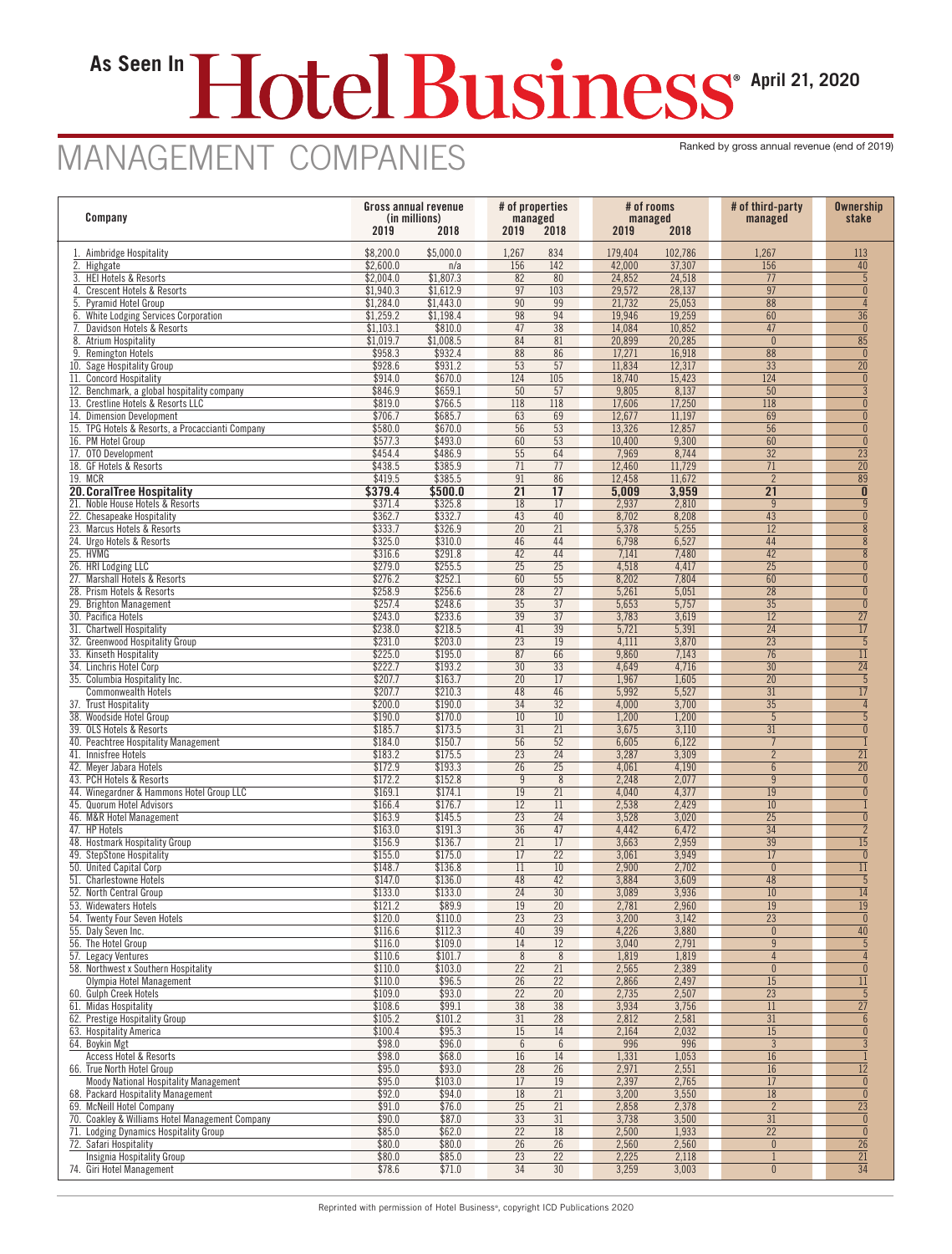As Seen In **Hotel Business**® April 21, 2020

# MANAGEMENT COMPANIES

Ranked by gross annual revenue (end of 2019)

| Company | Gross annual revenue (in millions) 2019 | 2018 | # of properties managed 2019 | 2018 | # of rooms managed 2019 | 2018 | # of third-party managed | Ownership stake |
|---|---|---|---|---|---|---|---|---|
| 1. Aimbridge Hospitality | $8,200.0 | $5,000.0 | 1,267 | 834 | 179,404 | 102,786 | 1,267 | 113 |
| 2. Highgate | $2,600.0 | n/a | 156 | 142 | 42,000 | 37,307 | 156 | 40 |
| 3. HEI Hotels & Resorts | $2,004.0 | $1,807.3 | 82 | 80 | 24,852 | 24,518 | 77 | 5 |
| 4. Crescent Hotels & Resorts | $1,940.3 | $1,612.9 | 97 | 103 | 29,572 | 28,137 | 97 | 0 |
| 5. Pyramid Hotel Group | $1,284.0 | $1,443.0 | 90 | 99 | 21,732 | 25,053 | 88 | 4 |
| 6. White Lodging Services Corporation | $1,259.2 | $1,198.4 | 98 | 94 | 19,946 | 19,259 | 60 | 36 |
| 7. Davidson Hotels & Resorts | $1,103.1 | $810.0 | 47 | 38 | 14,084 | 10,852 | 47 | 0 |
| 8. Atrium Hospitality | $1,019.7 | $1,008.5 | 84 | 81 | 20,899 | 20,285 | 0 | 85 |
| 9. Remington Hotels | $958.3 | $932.4 | 88 | 86 | 17,271 | 16,918 | 88 | 0 |
| 10. Sage Hospitality Group | $928.6 | $931.2 | 53 | 57 | 11,834 | 12,317 | 33 | 20 |
| 11. Concord Hospitality | $914.0 | $670.0 | 124 | 105 | 18,740 | 15,423 | 124 | 0 |
| 12. Benchmark, a global hospitality company | $846.9 | $659.1 | 50 | 57 | 9,805 | 8,137 | 50 | 3 |
| 13. Crestline Hotels & Resorts LLC | $819.0 | $766.5 | 118 | 118 | 17,606 | 17,250 | 118 | 0 |
| 14. Dimension Development | $706.7 | $685.7 | 63 | 69 | 12,677 | 11,197 | 69 | 0 |
| 15. TPG Hotels & Resorts, a Procaccianti Company | $580.0 | $670.0 | 56 | 53 | 13,326 | 12,857 | 56 | 0 |
| 16. PM Hotel Group | $577.3 | $493.0 | 60 | 53 | 10,400 | 9,300 | 60 | 0 |
| 17. OTO Development | $454.4 | $486.9 | 55 | 64 | 7,969 | 8,744 | 32 | 23 |
| 18. GF Hotels & Resorts | $438.5 | $385.9 | 71 | 77 | 12,460 | 11,729 | 71 | 20 |
| 19. MCR | $419.5 | $385.5 | 91 | 86 | 12,458 | 11,672 | 2 | 89 |
| **20. CoralTree Hospitality** | **$379.4** | **$500.0** | **21** | **17** | **5,009** | **3,959** | **21** | **0** |
| 21. Noble House Hotels & Resorts | $371.4 | $325.8 | 18 | 17 | 2,937 | 2,810 | 9 | 9 |
| 22. Chesapeake Hospitality | $362.7 | $332.7 | 43 | 40 | 8,702 | 8,208 | 43 | 0 |
| 23. Marcus Hotels & Resorts | $333.7 | $326.9 | 20 | 21 | 5,378 | 5,255 | 12 | 8 |
| 24. Urgo Hotels & Resorts | $325.0 | $310.0 | 46 | 44 | 6,798 | 6,527 | 44 | 8 |
| 25. HVMG | $316.6 | $291.8 | 42 | 44 | 7,141 | 7,480 | 42 | 8 |
| 26. HRI Lodging LLC | $279.0 | $255.5 | 25 | 25 | 4,518 | 4,417 | 25 | 0 |
| 27. Marshall Hotels & Resorts | $276.2 | $252.1 | 60 | 55 | 8,202 | 7,804 | 60 | 0 |
| 28. Prism Hotels & Resorts | $258.9 | $256.6 | 28 | 27 | 5,261 | 5,051 | 28 | 0 |
| 29. Brighton Management | $257.4 | $248.6 | 35 | 37 | 5,653 | 5,757 | 35 | 0 |
| 30. Pacifica Hotels | $243.0 | $233.6 | 39 | 37 | 3,783 | 3,619 | 12 | 27 |
| 31. Chartwell Hospitality | $238.0 | $218.5 | 41 | 39 | 5,721 | 5,391 | 24 | 17 |
| 32. Greenwood Hospitality Group | $231.0 | $203.0 | 23 | 19 | 4,111 | 3,870 | 23 | 5 |
| 33. Kinseth Hospitality | $225.0 | $195.0 | 87 | 66 | 9,860 | 7,143 | 76 | 11 |
| 34. Linchris Hotel Corp | $222.7 | $193.2 | 30 | 33 | 4,649 | 4,716 | 30 | 24 |
| 35. Columbia Hospitality Inc. | $207.7 | $163.7 | 20 | 17 | 1,967 | 1,605 | 20 | 5 |
| Commonwealth Hotels | $207.7 | $210.3 | 48 | 46 | 5,992 | 5,527 | 31 | 17 |
| 37. Trust Hospitality | $200.0 | $190.0 | 34 | 32 | 4,000 | 3,700 | 35 | 4 |
| 38. Woodside Hotel Group | $190.0 | $170.0 | 10 | 10 | 1,200 | 1,200 | 5 | 5 |
| 39. OLS Hotels & Resorts | $185.7 | $173.5 | 31 | 21 | 3,675 | 3,110 | 31 | 0 |
| 40. Peachtree Hospitality Management | $184.0 | $150.7 | 56 | 52 | 6,605 | 6,122 | 7 | 1 |
| 41. Innisfree Hotels | $183.2 | $175.5 | 23 | 24 | 3,287 | 3,309 | 2 | 21 |
| 42. Meyer Jabara Hotels | $172.9 | $193.3 | 26 | 25 | 4,061 | 4,190 | 6 | 20 |
| 43. PCH Hotels & Resorts | $172.2 | $152.8 | 9 | 8 | 2,248 | 2,077 | 9 | 0 |
| 44. Winegardner & Hammons Hotel Group LLC | $169.1 | $174.1 | 19 | 21 | 4,040 | 4,377 | 19 | 0 |
| 45. Quorum Hotel Advisors | $166.4 | $176.7 | 12 | 11 | 2,538 | 2,429 | 10 | 1 |
| 46. M&R Hotel Management | $163.9 | $145.5 | 23 | 24 | 3,528 | 3,020 | 25 | 0 |
| 47. HP Hotels | $163.0 | $191.3 | 36 | 47 | 4,442 | 6,472 | 34 | 2 |
| 48. Hostmark Hospitality Group | $156.9 | $136.7 | 21 | 17 | 3,663 | 2,959 | 39 | 15 |
| 49. StepStone Hospitality | $155.0 | $175.0 | 17 | 22 | 3,061 | 3,949 | 17 | 0 |
| 50. United Capital Corp | $148.7 | $136.8 | 11 | 10 | 2,900 | 2,702 | 0 | 11 |
| 51. Charlestowne Hotels | $147.0 | $136.0 | 48 | 42 | 3,884 | 3,609 | 48 | 5 |
| 52. North Central Group | $133.0 | $133.0 | 24 | 30 | 3,089 | 3,936 | 10 | 14 |
| 53. Widewaters Hotels | $121.2 | $89.9 | 19 | 20 | 2,781 | 2,960 | 19 | 19 |
| 54. Twenty Four Seven Hotels | $120.0 | $110.0 | 23 | 23 | 3,200 | 3,142 | 23 | 0 |
| 55. Daly Seven Inc. | $116.6 | $112.3 | 40 | 39 | 4,226 | 3,880 | 0 | 40 |
| 56. The Hotel Group | $116.0 | $109.0 | 14 | 12 | 3,040 | 2,791 | 9 | 5 |
| 57. Legacy Ventures | $110.6 | $101.7 | 8 | 8 | 1,819 | 1,819 | 4 | 4 |
| 58. Northwest x Southern Hospitality | $110.0 | $103.0 | 22 | 21 | 2,565 | 2,389 | 0 | 0 |
| Olympia Hotel Management | $110.0 | $96.5 | 26 | 22 | 2,866 | 2,497 | 15 | 11 |
| 60. Gulph Creek Hotels | $109.0 | $93.0 | 22 | 20 | 2,735 | 2,507 | 23 | 5 |
| 61. Midas Hospitality | $108.6 | $99.1 | 38 | 38 | 3,934 | 3,756 | 11 | 27 |
| 62. Prestige Hospitality Group | $105.2 | $101.2 | 31 | 28 | 2,812 | 2,581 | 31 | 6 |
| 63. Hospitality America | $100.4 | $95.3 | 15 | 14 | 2,164 | 2,032 | 15 | 0 |
| 64. Boykin Mgt | $98.0 | $96.0 | 6 | 6 | 996 | 996 | 3 | 3 |
| Access Hotel & Resorts | $98.0 | $68.0 | 16 | 14 | 1,331 | 1,053 | 16 | 1 |
| 66. True North Hotel Group | $95.0 | $93.0 | 28 | 26 | 2,971 | 2,551 | 16 | 12 |
| Moody National Hospitality Management | $95.0 | $103.0 | 17 | 19 | 2,397 | 2,765 | 17 | 0 |
| 68. Packard Hospitality Management | $92.0 | $94.0 | 18 | 21 | 3,200 | 3,550 | 18 | 0 |
| 69. McNeill Hotel Company | $91.0 | $76.0 | 25 | 21 | 2,858 | 2,378 | 2 | 23 |
| 70. Coakley & Williams Hotel Management Company | $90.0 | $87.0 | 33 | 31 | 3,738 | 3,500 | 31 | 0 |
| 71. Lodging Dynamics Hospitality Group | $85.0 | $62.0 | 22 | 18 | 2,500 | 1,933 | 22 | 0 |
| 72. Safari Hospitality | $80.0 | $80.0 | 26 | 26 | 2,560 | 2,560 | 0 | 26 |
| Insignia Hospitality Group | $80.0 | $85.0 | 23 | 22 | 2,225 | 2,118 | 1 | 21 |
| 74. Giri Hotel Management | $78.6 | $71.0 | 34 | 30 | 3,259 | 3,003 | 0 | 34 |

Reprinted with permission of Hotel Business®, copyright ICD Publications 2020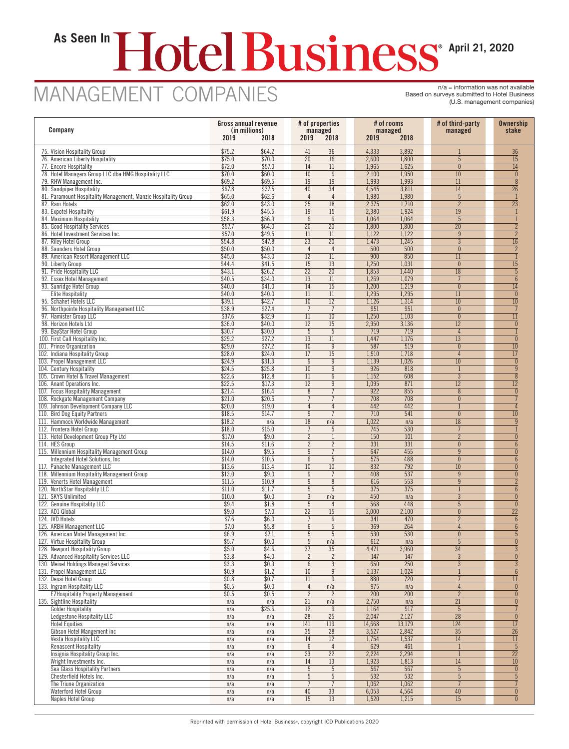As Seen In **Hotel Business** April 21, 2020

# MANAGEMENT COMPANIES

n/a = information was not available
Based on surveys submitted to Hotel Business
(U.S. management companies)

| Company | Gross annual revenue (in millions) | | # of properties managed | | # of rooms managed | | # of third-party managed | Ownership stake |
|---|---|---|---|---|---|---|---|---|
| | 2019 | 2018 | 2019 | 2018 | 2019 | 2018 | | |
| 75. Vision Hospitality Group | $75.2 | $64.2 | 41 | 36 | 4,333 | 3,892 | 1 | 36 |
| 76. American Liberty Hospitality | $75.0 | $70.0 | 20 | 16 | 2,600 | 1,800 | 5 | 15 |
| 77. Encore Hospitality | $72.0 | $57.0 | 14 | 11 | 1,965 | 1,625 | 0 | 14 |
| 78. Hotel Managers Group LLC dba HMG Hospitality LLC | $70.0 | $60.0 | 10 | 9 | 2,100 | 1,950 | 10 | 0 |
| 79. RHW Management Inc. | $69.2 | $69.5 | 19 | 19 | 1,993 | 1,993 | 11 | 8 |
| 80. Sandpiper Hospitality | $67.8 | $37.5 | 40 | 34 | 4,545 | 3,811 | 14 | 26 |
| 81. Paramount Hospitality Management, Manzie Hospitality Group | $65.0 | $62.6 | 4 | 4 | 1,980 | 1,980 | 5 | 1 |
| 82. Ram Hotels | $62.0 | $43.0 | 25 | 18 | 2,375 | 1,710 | 2 | 23 |
| 83. Expotel Hospitality | $61.9 | $45.5 | 19 | 15 | 2,380 | 1,924 | 19 | 1 |
| 84. Maximum Hospitality | $58.3 | $56.9 | 6 | 6 | 1,064 | 1,064 | 5 | 1 |
| 85. Good Hospitality Services | $57.7 | $64.0 | 20 | 20 | 1,800 | 1,800 | 20 | 2 |
| 86. Hotel Investment Services Inc. | $57.0 | $49.5 | 11 | 11 | 1,122 | 1,122 | 9 | 2 |
| 87. Riley Hotel Group | $54.8 | $47.8 | 23 | 20 | 1,473 | 1,245 | 3 | 16 |
| 88. Saunders Hotel Group | $50.0 | $50.0 | 4 | 4 | 500 | 500 | 0 | 2 |
| 89. American Resort Management LLC | $45.0 | $43.0 | 12 | 11 | 900 | 850 | 11 | 1 |
| 90. Liberty Group | $44.4 | $41.5 | 15 | 13 | 1,250 | 1,031 | 0 | 15 |
| 91. Pride Hospitality LLC | $43.1 | $26.2 | 22 | 20 | 1,853 | 1,440 | 18 | 5 |
| 92. Essex Hotel Management | $40.5 | $34.0 | 13 | 11 | 1,269 | 1,079 | 7 | 6 |
| 93. Sunridge Hotel Group | $40.0 | $41.0 | 14 | 15 | 1,200 | 1,219 | 0 | 14 |
| Elite Hospitality | $40.0 | $40.0 | 11 | 11 | 1,295 | 1,295 | 11 | 0 |
| 95. Schahet Hotels LLC | $39.1 | $42.7 | 10 | 12 | 1,126 | 1,314 | 10 | 10 |
| 96. Northpointe Hospitality Management LLC | $38.9 | $27.4 | 7 | 7 | 951 | 951 | 0 | 7 |
| 97. Hamister Group LLC | $37.6 | $32.9 | 11 | 10 | 1,250 | 1,103 | 0 | 11 |
| 98. Horizon Hotels Ltd | $36.0 | $40.0 | 12 | 15 | 2,950 | 3,136 | 12 | 0 |
| 99. BayStar Hotel Group | $30.7 | $30.0 | 5 | 5 | 719 | 719 | 4 | 1 |
| 100. First Call Hospitality Inc. | $29.2 | $27.2 | 13 | 11 | 1,447 | 1,176 | 13 | 0 |
| 101. Prince Organization | $29.0 | $27.2 | 10 | 9 | 587 | 519 | 0 | 10 |
| 102. Indiana Hospitality Group | $28.0 | $24.0 | 17 | 15 | 1,910 | 1,718 | 4 | 17 |
| 103. Propel Management LLC | $24.9 | $31.3 | 9 | 9 | 1,139 | 1,026 | 10 | 0 |
| 104. Century Hospitality | $24.5 | $25.8 | 10 | 9 | 926 | 818 | 1 | 9 |
| 105. Crown Hotel & Travel Management | $22.6 | $12.8 | 11 | 6 | 1,152 | 608 | 3 | 8 |
| 106. Anant Operations Inc. | $22.5 | $17.3 | 12 | 9 | 1,095 | 871 | 12 | 12 |
| 107. Focus Hospitality Management | $21.4 | $16.4 | 8 | 7 | 922 | 855 | 8 | 0 |
| 108. Rockgate Management Company | $21.0 | $20.6 | 7 | 7 | 708 | 708 | 0 | 7 |
| 109. Johnson Development Company LLC | $20.0 | $19.0 | 4 | 4 | 442 | 442 | 1 | 4 |
| 110. Bird Dog Equity Partners | $18.5 | $14.7 | 9 | 7 | 710 | 541 | 0 | 10 |
| 111. Hammock Worldwide Management | $18.2 | n/a | 18 | n/a | 1,022 | n/a | 18 | 9 |
| 112. Frontera Hotel Group | $18.0 | $15.0 | 7 | 5 | 745 | 530 | 7 | 1 |
| 113. Hotel Development Group Pty Ltd | $17.0 | $9.0 | 2 | 1 | 150 | 101 | 2 | 0 |
| 114. HES Group | $14.5 | $11.6 | 2 | 2 | 331 | 331 | 0 | 6 |
| 115. Millennium Hospitality Management Group | $14.0 | $9.5 | 9 | 7 | 647 | 455 | 9 | 0 |
| Integrated Hotel Solutions, Inc | $14.0 | $10.5 | 6 | 5 | 575 | 488 | 0 | 6 |
| 117. Panache Management LLC | $13.6 | $13.4 | 10 | 10 | 832 | 792 | 10 | 0 |
| 118. Millennium Hospitality Management Group | $13.0 | $9.0 | 9 | 7 | 408 | 537 | 9 | 0 |
| 119. Venerts Hotel Management | $11.5 | $10.9 | 9 | 8 | 616 | 553 | 9 | 2 |
| 120. NorthStar Hospitality LLC | $11.0 | $11.7 | 5 | 5 | 375 | 375 | 1 | 6 |
| 121. SKYS Unlimited | $10.0 | $0.0 | 3 | n/a | 450 | n/a | 3 | 0 |
| 122. Genuine Hospitality LLC | $9.4 | $1.8 | 5 | 4 | 568 | 448 | 5 | 0 |
| 123. AD1 Global | $9.0 | $7.0 | 22 | 15 | 3,000 | 2,100 | 0 | 22 |
| 124. JVD Hotels | $7.6 | $6.0 | 7 | 6 | 341 | 470 | 2 | 6 |
| 125. ARBH Management LLC | $7.0 | $5.8 | 6 | 5 | 369 | 264 | 4 | 6 |
| 126. American Motel Management Inc. | $6.9 | $7.1 | 5 | 5 | 530 | 530 | 0 | 5 |
| 127. Virtue Hospitality Group | $5.7 | $0.0 | 5 | n/a | 612 | n/a | 5 | 0 |
| 128. Newport Hospitality Group | $5.0 | $4.6 | 37 | 35 | 4,471 | 3,960 | 34 | 3 |
| 129. Advanced Hospitality Services LLC | $3.8 | $4.0 | 2 | 2 | 147 | 147 | 3 | 0 |
| 130. Meisel Holdings Managed Services | $3.3 | $0.9 | 6 | 3 | 650 | 250 | 3 | 3 |
| 131. Propel Management LLC | $0.9 | $1.2 | 10 | 9 | 1,137 | 1,024 | 1 | 6 |
| 132. Desai Hotel Group | $0.8 | $0.7 | 11 | 9 | 880 | 720 | 7 | 11 |
| 133. Ingram Hospitality LLC | $0.5 | $0.0 | 4 | n/a | 975 | n/a | 4 | 0 |
| EZHospitality Property Management | $0.5 | $0.5 | 2 | 2 | 200 | 200 | 2 | 0 |
| 135. Sightline Hospitality | n/a | n/a | 21 | n/a | 2,750 | n/a | 21 | 0 |
| Golder Hospitality | n/a | $25.6 | 12 | 9 | 1,164 | 917 | 5 | 7 |
| Ledgestone Hospitality LLC | n/a | n/a | 28 | 25 | 2,047 | 2,127 | 28 | 0 |
| Hotel Equities | n/a | n/a | 141 | 119 | 14,668 | 13,179 | 124 | 17 |
| Gibson Hotel Mangement inc | n/a | n/a | 35 | 28 | 3,527 | 2,842 | 35 | 26 |
| Vesta Hospitality LLC | n/a | n/a | 14 | 12 | 1,754 | 1,537 | 14 | 11 |
| Renascent Hospitality | n/a | n/a | 6 | 4 | 629 | 461 | 1 | 5 |
| Insignia Hospitality Group Inc. | n/a | n/a | 23 | 22 | 2,224 | 2,294 | 1 | 22 |
| Wright Investments Inc. | n/a | n/a | 14 | 13 | 1,923 | 1,813 | 14 | 10 |
| Sea Glass Hospitality Partners | n/a | n/a | 5 | 5 | 567 | 567 | 5 | 0 |
| Chesterfield Hotels Inc. | n/a | n/a | 5 | 5 | 532 | 532 | 5 | 5 |
| The Triune Organization | n/a | n/a | 7 | 7 | 1,062 | 1,062 | 7 | 7 |
| Waterford Hotel Group | n/a | n/a | 40 | 33 | 6,053 | 4,564 | 40 | 0 |
| Naples Hotel Group | n/a | n/a | 15 | 13 | 1,520 | 1,215 | 15 | 0 |

Reprinted with permission of Hotel Business®, copyright ICD Publications 2020